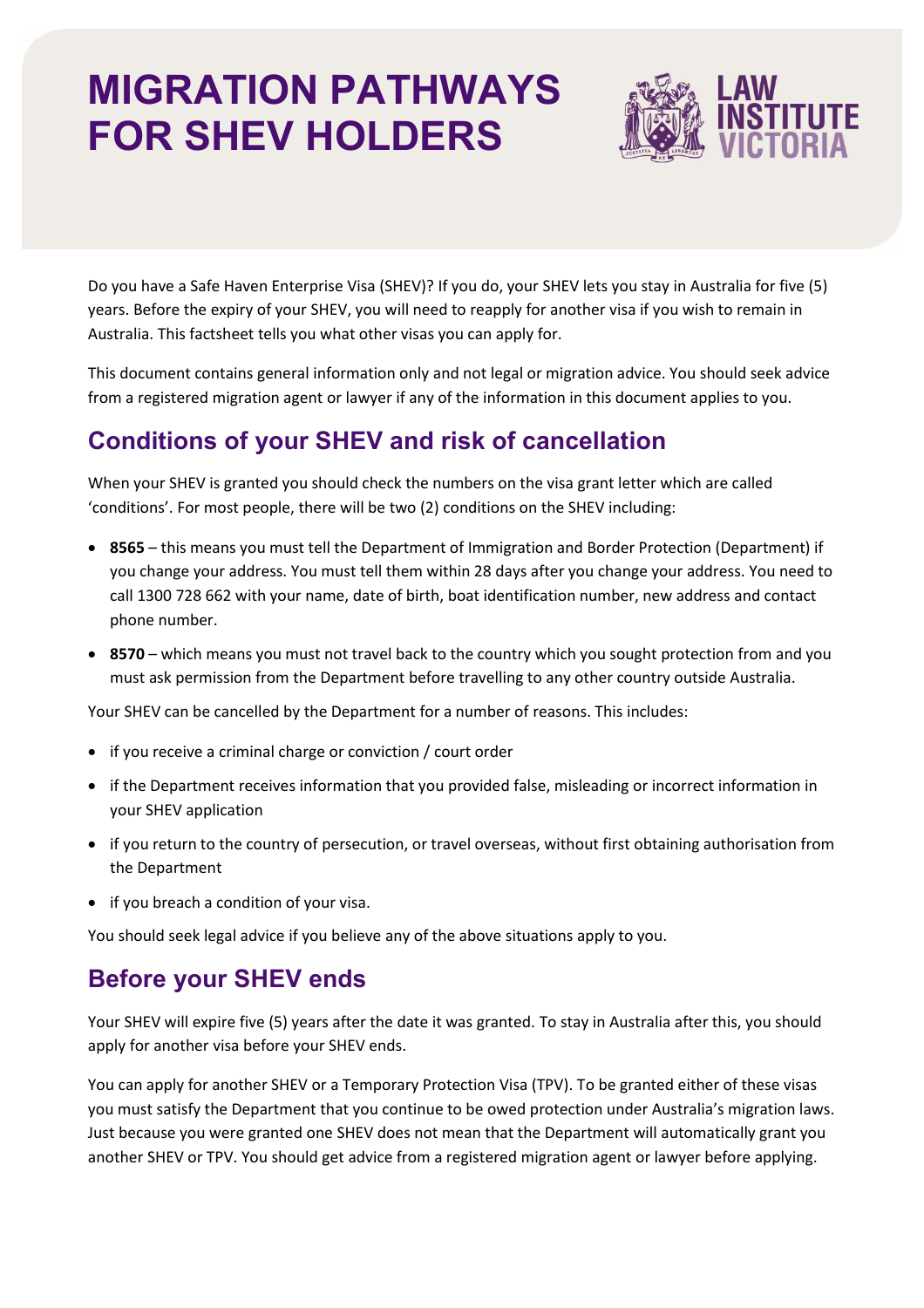# MIGRATION PATHWAYS FOR SHEV HOLDERS

Do you have a Safe Haven Enterprise Visa (SHEV)? If you do, your SHEV lets you stay in Australia for five (5) years. Before the expiry of your SHEV, you will need to reapply for another visa if you wish to remain in Australia. This factsheet tells you what other visas you can apply for.

This document contains general information only and not legal or migration advice. You should seek advice from a registered migration agent or lawyer if any of the information in this document applies to you.

## Conditions of your SHEV and risk of cancellation

When your SHEV is granted you should check the numbers on the visa grant letter which are called 'conditions'. For most people, there will be two (2) conditions on the SHEV including:

- **8565** – this means you must tell the Department of Immigration and Border Protection (Department) if you change your address. You must tell them within 28 days after you change your address. You need to call 1300 728 662 with your name, date of birth, boat identification number, new address and contact phone number.
- **8570** – which means you must not travel back to the country which you sought protection from and you must ask permission from the Department before travelling to any other country outside Australia.

Your SHEV can be cancelled by the Department for a number of reasons. This includes:

- if you receive a criminal charge or conviction / court order
- if the Department receives information that you provided false, misleading or incorrect information in your SHEV application
- if you return to the country of persecution, or travel overseas, without first obtaining authorisation from the Department
- if you breach a condition of your visa.

You should seek legal advice if you believe any of the above situations apply to you.

## Before your SHEV ends

Your SHEV will expire five (5) years after the date it was granted. To stay in Australia after this, you should apply for another visa before your SHEV ends.

You can apply for another SHEV or a Temporary Protection Visa (TPV). To be granted either of these visas you must satisfy the Department that you continue to be owed protection under Australia's migration laws. Just because you were granted one SHEV does not mean that the Department will automatically grant you another SHEV or TPV. You should get advice from a registered migration agent or lawyer before applying.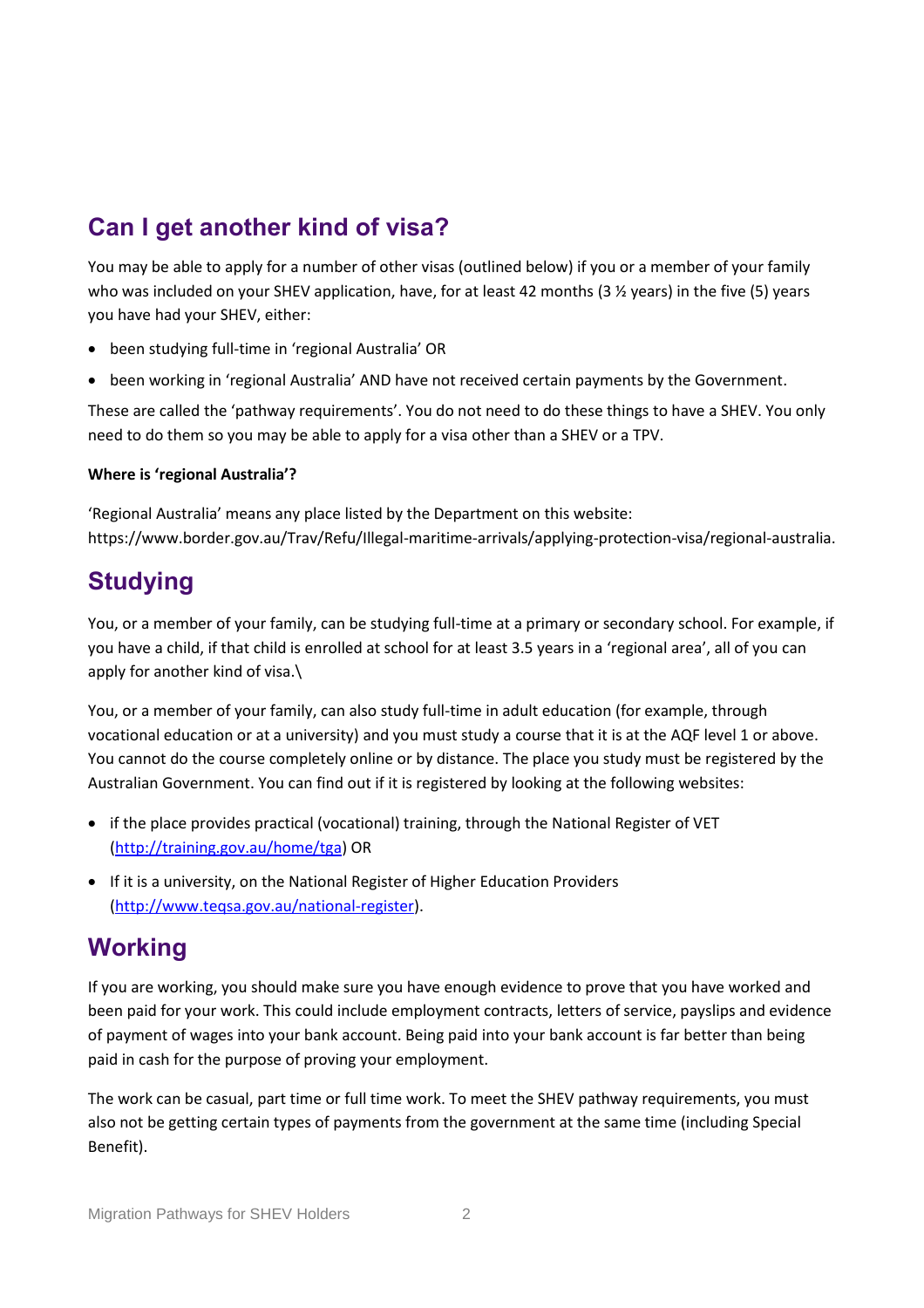## Can I get another kind of visa?

You may be able to apply for a number of other visas (outlined below) if you or a member of your family who was included on your SHEV application, have, for at least 42 months (3 ½ years) in the five (5) years you have had your SHEV, either:

- been studying full-time in 'regional Australia' OR
- been working in 'regional Australia' AND have not received certain payments by the Government.

These are called the 'pathway requirements'. You do not need to do these things to have a SHEV. You only need to do them so you may be able to apply for a visa other than a SHEV or a TPV.

**Where is 'regional Australia'?**

'Regional Australia' means any place listed by the Department on this website: https://www.border.gov.au/Trav/Refu/Illegal-maritime-arrivals/applying-protection-visa/regional-australia.

## Studying

You, or a member of your family, can be studying full-time at a primary or secondary school. For example, if you have a child, if that child is enrolled at school for at least 3.5 years in a 'regional area', all of you can apply for another kind of visa.\

You, or a member of your family, can also study full-time in adult education (for example, through vocational education or at a university) and you must study a course that it is at the AQF level 1 or above. You cannot do the course completely online or by distance. The place you study must be registered by the Australian Government. You can find out if it is registered by looking at the following websites:

- if the place provides practical (vocational) training, through the National Register of VET (http://training.gov.au/home/tga) OR
- If it is a university, on the National Register of Higher Education Providers (http://www.teqsa.gov.au/national-register).

## Working

If you are working, you should make sure you have enough evidence to prove that you have worked and been paid for your work. This could include employment contracts, letters of service, payslips and evidence of payment of wages into your bank account. Being paid into your bank account is far better than being paid in cash for the purpose of proving your employment.

The work can be casual, part time or full time work. To meet the SHEV pathway requirements, you must also not be getting certain types of payments from the government at the same time (including Special Benefit).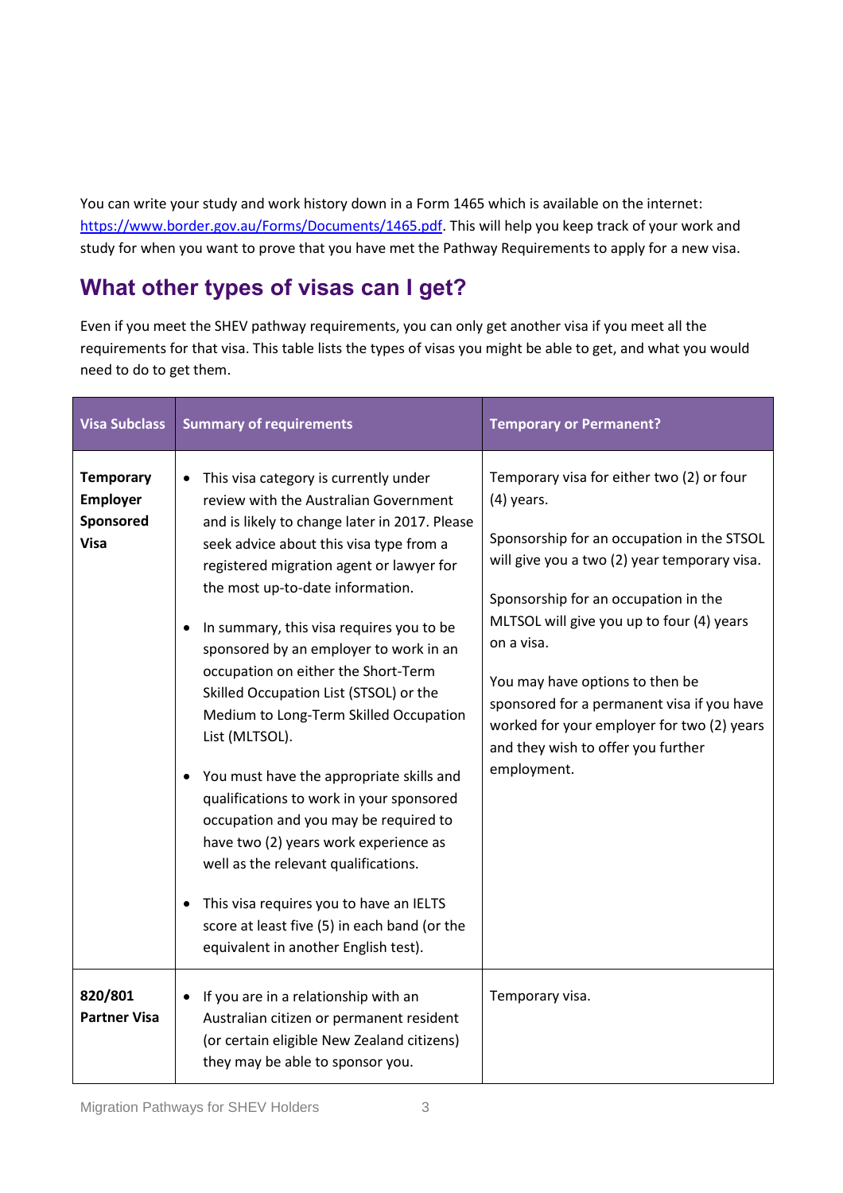You can write your study and work history down in a Form 1465 which is available on the internet: [https://www.border.gov.au/Forms/Documents/1465.pdf](https://www.border.gov.au/Forms/Documents/1465.pdf). This will help you keep track of your work and study for when you want to prove that you have met the Pathway Requirements to apply for a new visa.

## What other types of visas can I get?

Even if you meet the SHEV pathway requirements, you can only get another visa if you meet all the requirements for that visa. This table lists the types of visas you might be able to get, and what you would need to do to get them.

| Visa Subclass | Summary of requirements | Temporary or Permanent? |
| --- | --- | --- |
| **Temporary Employer Sponsored Visa** | • This visa category is currently under review with the Australian Government and is likely to change later in 2017. Please seek advice about this visa type from a registered migration agent or lawyer for the most up-to-date information.<br><br>• In summary, this visa requires you to be sponsored by an employer to work in an occupation on either the Short-Term Skilled Occupation List (STSOL) or the Medium to Long-Term Skilled Occupation List (MLTSOL).<br><br>• You must have the appropriate skills and qualifications to work in your sponsored occupation and you may be required to have two (2) years work experience as well as the relevant qualifications.<br><br>• This visa requires you to have an IELTS score at least five (5) in each band (or the equivalent in another English test). | Temporary visa for either two (2) or four (4) years.<br><br>Sponsorship for an occupation in the STSOL will give you a two (2) year temporary visa.<br><br>Sponsorship for an occupation in the MLTSOL will give you up to four (4) years on a visa.<br><br>You may have options to then be sponsored for a permanent visa if you have worked for your employer for two (2) years and they wish to offer you further employment. |
| **820/801 Partner Visa** | • If you are in a relationship with an Australian citizen or permanent resident (or certain eligible New Zealand citizens) they may be able to sponsor you. | Temporary visa. |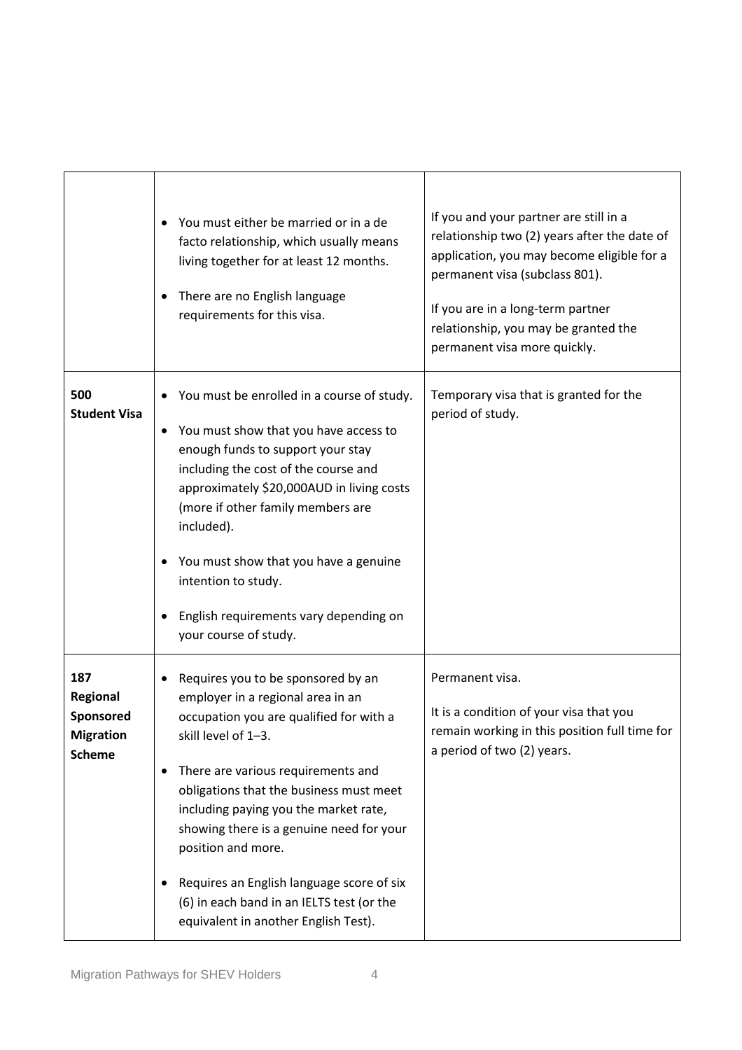| | | |
|---|---|---|
| | • You must either be married or in a de facto relationship, which usually means living together for at least 12 months.<br>• There are no English language requirements for this visa. | If you and your partner are still in a relationship two (2) years after the date of application, you may become eligible for a permanent visa (subclass 801).<br><br>If you are in a long-term partner relationship, you may be granted the permanent visa more quickly. |
| **500 Student Visa** | • You must be enrolled in a course of study.<br>• You must show that you have access to enough funds to support your stay including the cost of the course and approximately $20,000AUD in living costs (more if other family members are included).<br>• You must show that you have a genuine intention to study.<br>• English requirements vary depending on your course of study. | Temporary visa that is granted for the period of study. |
| **187 Regional Sponsored Migration Scheme** | • Requires you to be sponsored by an employer in a regional area in an occupation you are qualified for with a skill level of 1–3.<br>• There are various requirements and obligations that the business must meet including paying you the market rate, showing there is a genuine need for your position and more.<br>• Requires an English language score of six (6) in each band in an IELTS test (or the equivalent in another English Test). | Permanent visa.<br><br>It is a condition of your visa that you remain working in this position full time for a period of two (2) years. |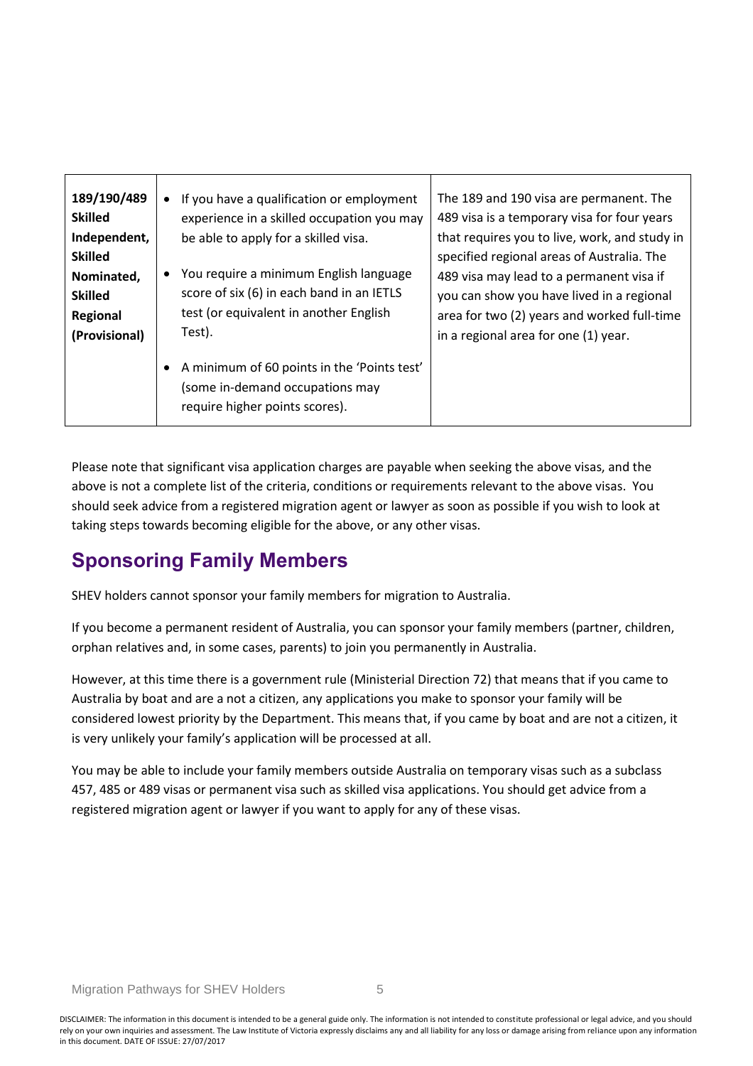| | | |
|---|---|---|
| **189/190/489 Skilled Independent, Skilled Nominated, Skilled Regional (Provisional)** | • If you have a qualification or employment experience in a skilled occupation you may be able to apply for a skilled visa.<br>• You require a minimum English language score of six (6) in each band in an IETLS test (or equivalent in another English Test).<br>• A minimum of 60 points in the 'Points test' (some in-demand occupations may require higher points scores). | The 189 and 190 visa are permanent. The 489 visa is a temporary visa for four years that requires you to live, work, and study in specified regional areas of Australia. The 489 visa may lead to a permanent visa if you can show you have lived in a regional area for two (2) years and worked full-time in a regional area for one (1) year. |

Please note that significant visa application charges are payable when seeking the above visas, and the above is not a complete list of the criteria, conditions or requirements relevant to the above visas. You should seek advice from a registered migration agent or lawyer as soon as possible if you wish to look at taking steps towards becoming eligible for the above, or any other visas.

## Sponsoring Family Members

SHEV holders cannot sponsor your family members for migration to Australia.

If you become a permanent resident of Australia, you can sponsor your family members (partner, children, orphan relatives and, in some cases, parents) to join you permanently in Australia.

However, at this time there is a government rule (Ministerial Direction 72) that means that if you came to Australia by boat and are a not a citizen, any applications you make to sponsor your family will be considered lowest priority by the Department. This means that, if you came by boat and are not a citizen, it is very unlikely your family's application will be processed at all.

You may be able to include your family members outside Australia on temporary visas such as a subclass 457, 485 or 489 visas or permanent visa such as skilled visa applications. You should get advice from a registered migration agent or lawyer if you want to apply for any of these visas.

DISCLAIMER: The information in this document is intended to be a general guide only. The information is not intended to constitute professional or legal advice, and you should rely on your own inquiries and assessment. The Law Institute of Victoria expressly disclaims any and all liability for any loss or damage arising from reliance upon any information in this document. DATE OF ISSUE: 27/07/2017